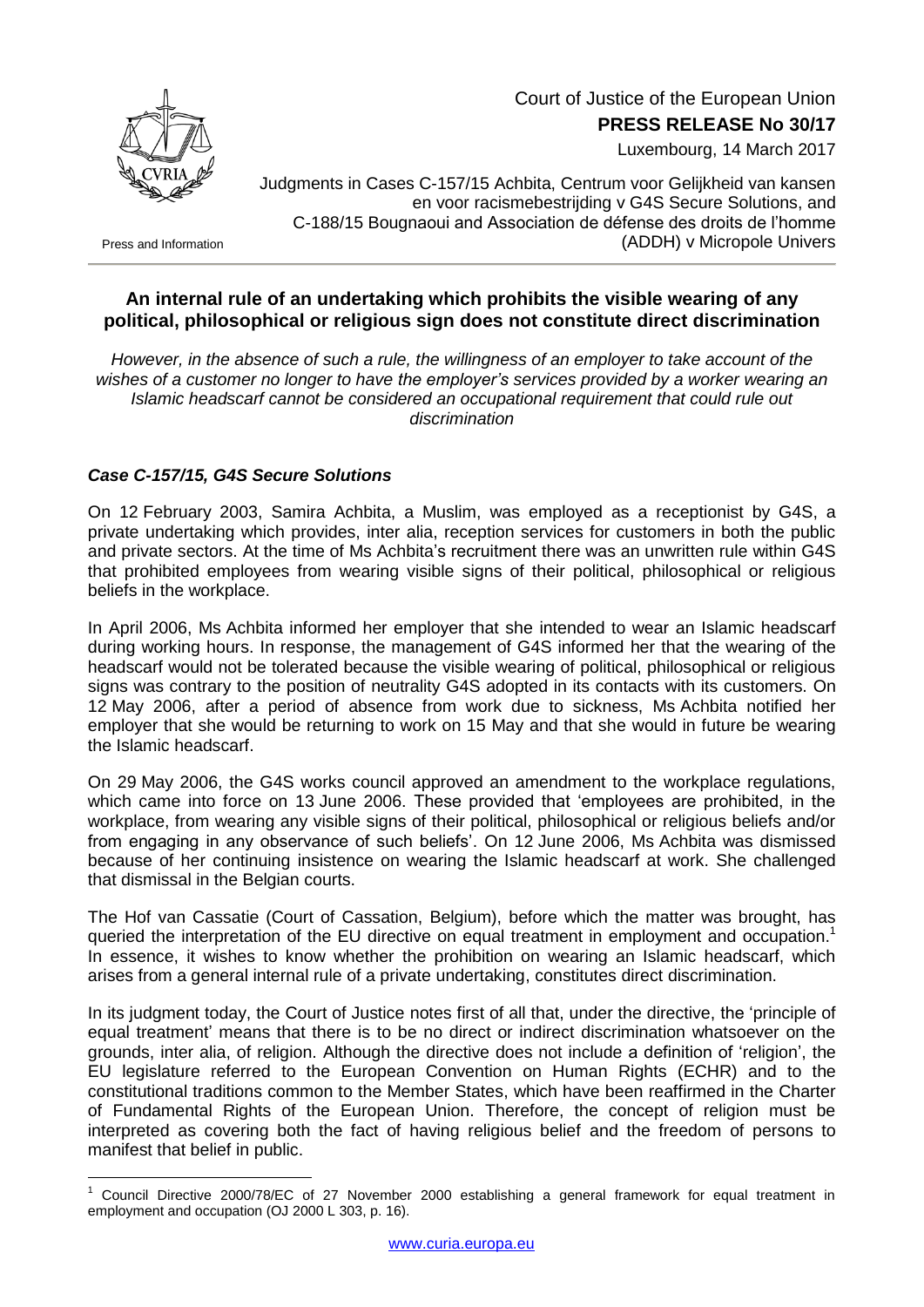Court of Justice of the European Union
**PRESS RELEASE No 30/17**
Luxembourg, 14 March 2017

Press and Information

Judgments in Cases C-157/15 Achbita, Centrum voor Gelijkheid van kansen en voor racismebestrijding v G4S Secure Solutions, and C-188/15 Bougnaoui and Association de défense des droits de l'homme (ADDH) v Micropole Univers

## An internal rule of an undertaking which prohibits the visible wearing of any political, philosophical or religious sign does not constitute direct discrimination

*However, in the absence of such a rule, the willingness of an employer to take account of the wishes of a customer no longer to have the employer's services provided by a worker wearing an Islamic headscarf cannot be considered an occupational requirement that could rule out discrimination*

### *Case C-157/15, G4S Secure Solutions*

On 12 February 2003, Samira Achbita, a Muslim, was employed as a receptionist by G4S, a private undertaking which provides, inter alia, reception services for customers in both the public and private sectors. At the time of Ms Achbita's recruitment there was an unwritten rule within G4S that prohibited employees from wearing visible signs of their political, philosophical or religious beliefs in the workplace.

In April 2006, Ms Achbita informed her employer that she intended to wear an Islamic headscarf during working hours. In response, the management of G4S informed her that the wearing of the headscarf would not be tolerated because the visible wearing of political, philosophical or religious signs was contrary to the position of neutrality G4S adopted in its contacts with its customers. On 12 May 2006, after a period of absence from work due to sickness, Ms Achbita notified her employer that she would be returning to work on 15 May and that she would in future be wearing the Islamic headscarf.

On 29 May 2006, the G4S works council approved an amendment to the workplace regulations, which came into force on 13 June 2006. These provided that 'employees are prohibited, in the workplace, from wearing any visible signs of their political, philosophical or religious beliefs and/or from engaging in any observance of such beliefs'. On 12 June 2006, Ms Achbita was dismissed because of her continuing insistence on wearing the Islamic headscarf at work. She challenged that dismissal in the Belgian courts.

The Hof van Cassatie (Court of Cassation, Belgium), before which the matter was brought, has queried the interpretation of the EU directive on equal treatment in employment and occupation.[1] In essence, it wishes to know whether the prohibition on wearing an Islamic headscarf, which arises from a general internal rule of a private undertaking, constitutes direct discrimination.

In its judgment today, the Court of Justice notes first of all that, under the directive, the 'principle of equal treatment' means that there is to be no direct or indirect discrimination whatsoever on the grounds, inter alia, of religion. Although the directive does not include a definition of 'religion', the EU legislature referred to the European Convention on Human Rights (ECHR) and to the constitutional traditions common to the Member States, which have been reaffirmed in the Charter of Fundamental Rights of the European Union. Therefore, the concept of religion must be interpreted as covering both the fact of having religious belief and the freedom of persons to manifest that belief in public.

[1] Council Directive 2000/78/EC of 27 November 2000 establishing a general framework for equal treatment in employment and occupation (OJ 2000 L 303, p. 16).

www.curia.europa.eu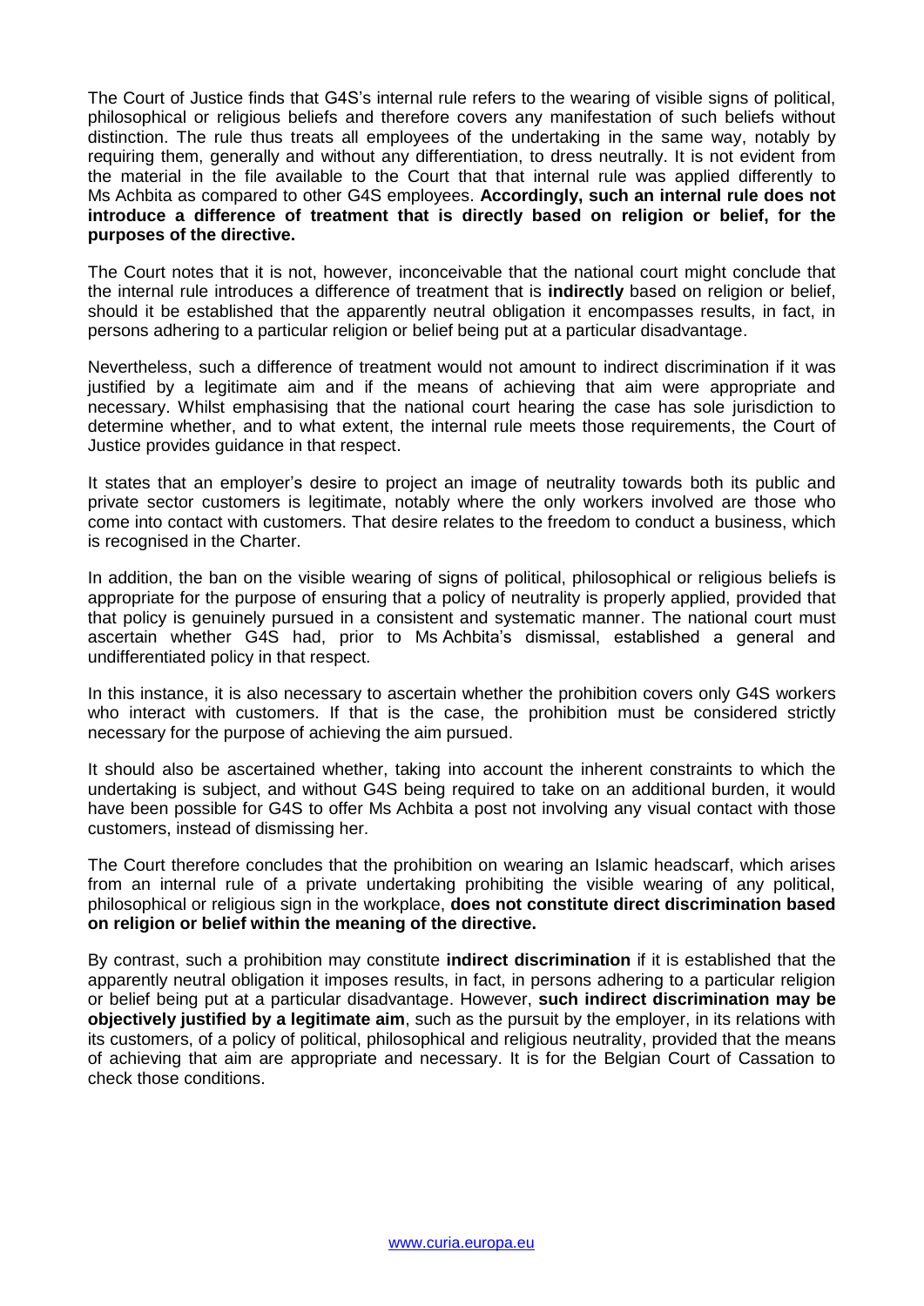The Court of Justice finds that G4S's internal rule refers to the wearing of visible signs of political, philosophical or religious beliefs and therefore covers any manifestation of such beliefs without distinction. The rule thus treats all employees of the undertaking in the same way, notably by requiring them, generally and without any differentiation, to dress neutrally. It is not evident from the material in the file available to the Court that that internal rule was applied differently to Ms Achbita as compared to other G4S employees. **Accordingly, such an internal rule does not introduce a difference of treatment that is directly based on religion or belief, for the purposes of the directive.**

The Court notes that it is not, however, inconceivable that the national court might conclude that the internal rule introduces a difference of treatment that is **indirectly** based on religion or belief, should it be established that the apparently neutral obligation it encompasses results, in fact, in persons adhering to a particular religion or belief being put at a particular disadvantage.

Nevertheless, such a difference of treatment would not amount to indirect discrimination if it was justified by a legitimate aim and if the means of achieving that aim were appropriate and necessary. Whilst emphasising that the national court hearing the case has sole jurisdiction to determine whether, and to what extent, the internal rule meets those requirements, the Court of Justice provides guidance in that respect.

It states that an employer's desire to project an image of neutrality towards both its public and private sector customers is legitimate, notably where the only workers involved are those who come into contact with customers. That desire relates to the freedom to conduct a business, which is recognised in the Charter.

In addition, the ban on the visible wearing of signs of political, philosophical or religious beliefs is appropriate for the purpose of ensuring that a policy of neutrality is properly applied, provided that that policy is genuinely pursued in a consistent and systematic manner. The national court must ascertain whether G4S had, prior to Ms Achbita's dismissal, established a general and undifferentiated policy in that respect.

In this instance, it is also necessary to ascertain whether the prohibition covers only G4S workers who interact with customers. If that is the case, the prohibition must be considered strictly necessary for the purpose of achieving the aim pursued.

It should also be ascertained whether, taking into account the inherent constraints to which the undertaking is subject, and without G4S being required to take on an additional burden, it would have been possible for G4S to offer Ms Achbita a post not involving any visual contact with those customers, instead of dismissing her.

The Court therefore concludes that the prohibition on wearing an Islamic headscarf, which arises from an internal rule of a private undertaking prohibiting the visible wearing of any political, philosophical or religious sign in the workplace, **does not constitute direct discrimination based on religion or belief within the meaning of the directive.**

By contrast, such a prohibition may constitute **indirect discrimination** if it is established that the apparently neutral obligation it imposes results, in fact, in persons adhering to a particular religion or belief being put at a particular disadvantage. However, **such indirect discrimination may be objectively justified by a legitimate aim**, such as the pursuit by the employer, in its relations with its customers, of a policy of political, philosophical and religious neutrality, provided that the means of achieving that aim are appropriate and necessary. It is for the Belgian Court of Cassation to check those conditions.

www.curia.europa.eu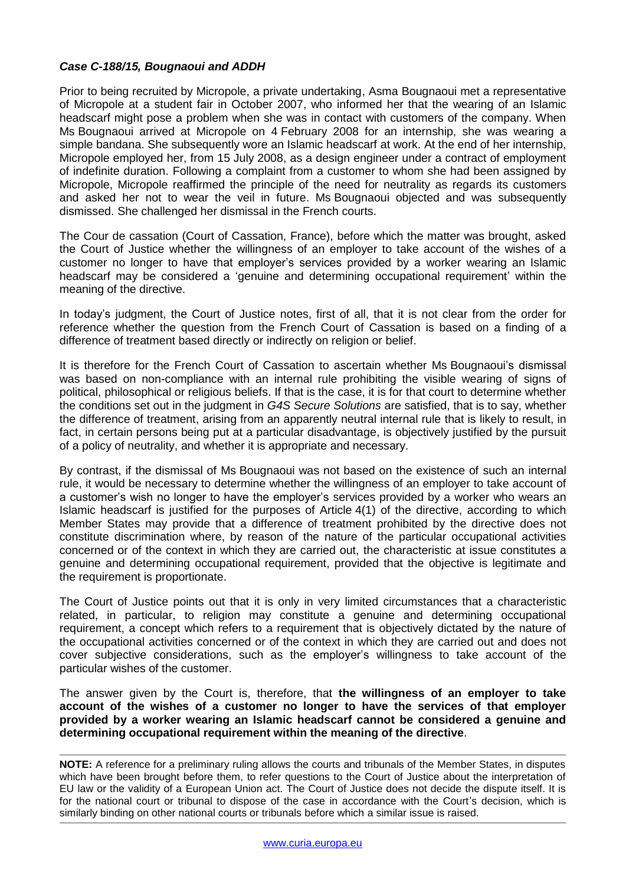### *Case C-188/15, Bougnaoui and ADDH*

Prior to being recruited by Micropole, a private undertaking, Asma Bougnaoui met a representative of Micropole at a student fair in October 2007, who informed her that the wearing of an Islamic headscarf might pose a problem when she was in contact with customers of the company. When Ms Bougnaoui arrived at Micropole on 4 February 2008 for an internship, she was wearing a simple bandana. She subsequently wore an Islamic headscarf at work. At the end of her internship, Micropole employed her, from 15 July 2008, as a design engineer under a contract of employment of indefinite duration. Following a complaint from a customer to whom she had been assigned by Micropole, Micropole reaffirmed the principle of the need for neutrality as regards its customers and asked her not to wear the veil in future. Ms Bougnaoui objected and was subsequently dismissed. She challenged her dismissal in the French courts.

The Cour de cassation (Court of Cassation, France), before which the matter was brought, asked the Court of Justice whether the willingness of an employer to take account of the wishes of a customer no longer to have that employer's services provided by a worker wearing an Islamic headscarf may be considered a 'genuine and determining occupational requirement' within the meaning of the directive.

In today's judgment, the Court of Justice notes, first of all, that it is not clear from the order for reference whether the question from the French Court of Cassation is based on a finding of a difference of treatment based directly or indirectly on religion or belief.

It is therefore for the French Court of Cassation to ascertain whether Ms Bougnaoui's dismissal was based on non-compliance with an internal rule prohibiting the visible wearing of signs of political, philosophical or religious beliefs. If that is the case, it is for that court to determine whether the conditions set out in the judgment in *G4S Secure Solutions* are satisfied, that is to say, whether the difference of treatment, arising from an apparently neutral internal rule that is likely to result, in fact, in certain persons being put at a particular disadvantage, is objectively justified by the pursuit of a policy of neutrality, and whether it is appropriate and necessary.

By contrast, if the dismissal of Ms Bougnaoui was not based on the existence of such an internal rule, it would be necessary to determine whether the willingness of an employer to take account of a customer's wish no longer to have the employer's services provided by a worker who wears an Islamic headscarf is justified for the purposes of Article 4(1) of the directive, according to which Member States may provide that a difference of treatment prohibited by the directive does not constitute discrimination where, by reason of the nature of the particular occupational activities concerned or of the context in which they are carried out, the characteristic at issue constitutes a genuine and determining occupational requirement, provided that the objective is legitimate and the requirement is proportionate.

The Court of Justice points out that it is only in very limited circumstances that a characteristic related, in particular, to religion may constitute a genuine and determining occupational requirement, a concept which refers to a requirement that is objectively dictated by the nature of the occupational activities concerned or of the context in which they are carried out and does not cover subjective considerations, such as the employer's willingness to take account of the particular wishes of the customer.

The answer given by the Court is, therefore, that **the willingness of an employer to take account of the wishes of a customer no longer to have the services of that employer provided by a worker wearing an Islamic headscarf cannot be considered a genuine and determining occupational requirement within the meaning of the directive**.

---

**NOTE:** A reference for a preliminary ruling allows the courts and tribunals of the Member States, in disputes which have been brought before them, to refer questions to the Court of Justice about the interpretation of EU law or the validity of a European Union act. The Court of Justice does not decide the dispute itself. It is for the national court or tribunal to dispose of the case in accordance with the Court's decision, which is similarly binding on other national courts or tribunals before which a similar issue is raised.

---

www.curia.europa.eu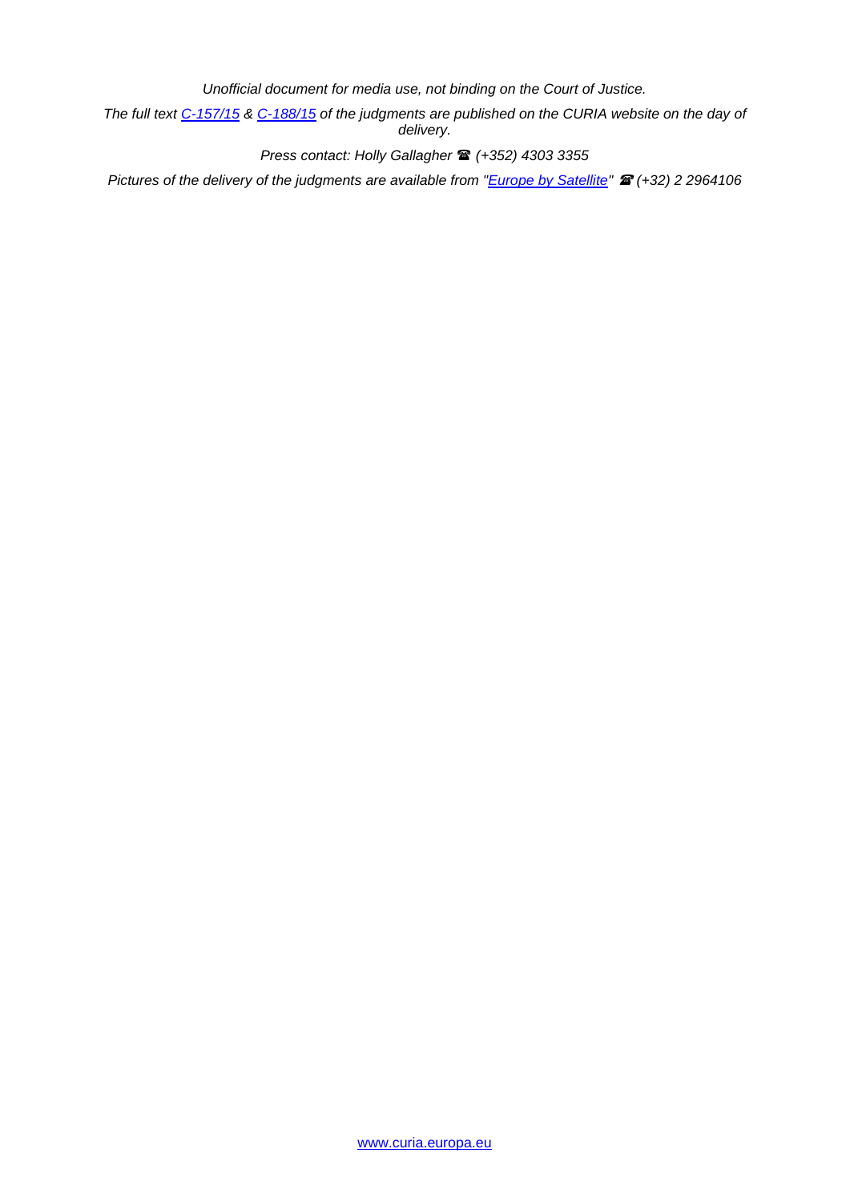*Unofficial document for media use, not binding on the Court of Justice.*

*The full text [C-157/15](#) & [C-188/15](#) of the judgments are published on the CURIA website on the day of delivery.*

*Press contact: Holly Gallagher ☎ (+352) 4303 3355*

*Pictures of the delivery of the judgments are available from "[Europe by Satellite](#)" ☎ (+32) 2 2964106*

[www.curia.europa.eu](#)